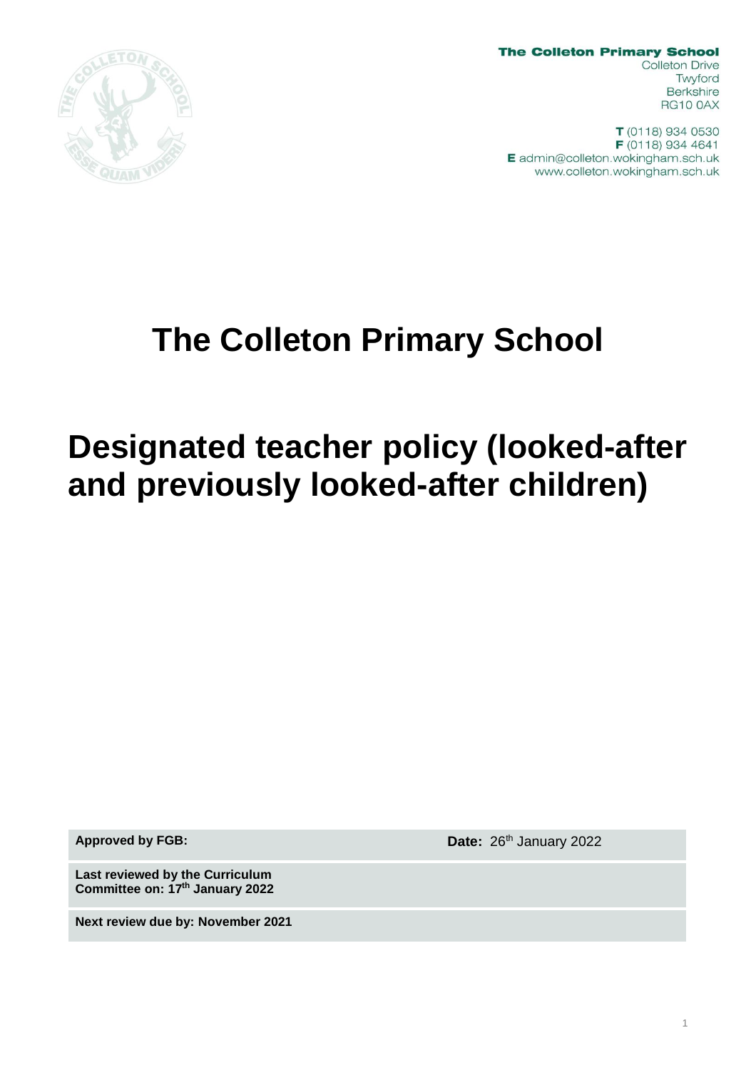**The Colleton Primary School**
Colleton Drive
Twyford
Berkshire
RG10 0AX

**T** (0118) 934 0530
**F** (0118) 934 4641
**E** admin@colleton.wokingham.sch.uk
www.colleton.wokingham.sch.uk

# The Colleton Primary School

# Designated teacher policy (looked-after and previously looked-after children)

| | |
|---|---|
| **Approved by FGB:** | **Date:** 26th January 2022 |
| **Last reviewed by the Curriculum Committee on: 17th January 2022** | |
| **Next review due by: November 2021** | |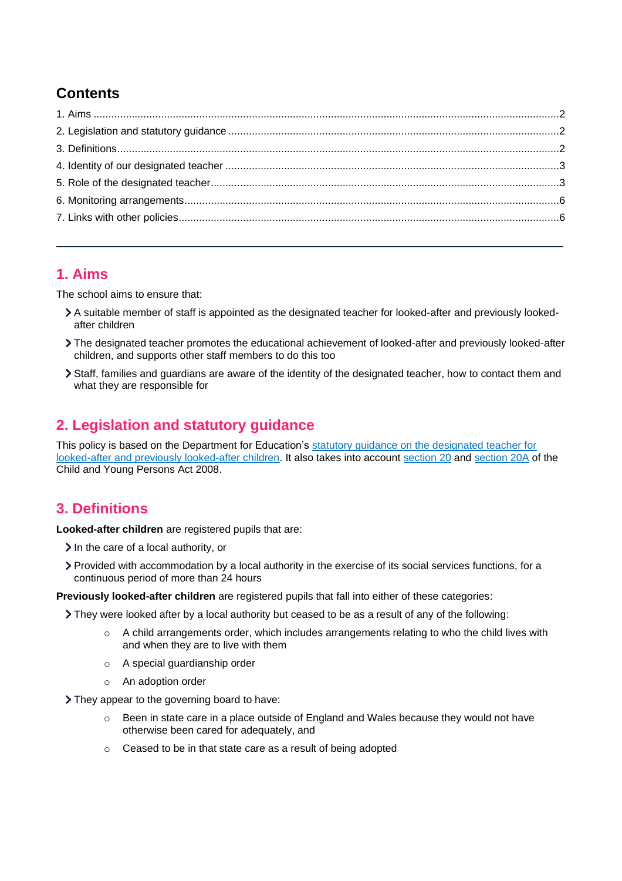## Contents

1. Aims ..........2
2. Legislation and statutory guidance ..........2
3. Definitions..........2
4. Identity of our designated teacher ..........3
5. Role of the designated teacher..........3
6. Monitoring arrangements..........6
7. Links with other policies..........6

---

## 1. Aims

The school aims to ensure that:

- A suitable member of staff is appointed as the designated teacher for looked-after and previously looked-after children
- The designated teacher promotes the educational achievement of looked-after and previously looked-after children, and supports other staff members to do this too
- Staff, families and guardians are aware of the identity of the designated teacher, how to contact them and what they are responsible for

## 2. Legislation and statutory guidance

This policy is based on the Department for Education's statutory guidance on the designated teacher for looked-after and previously looked-after children. It also takes into account section 20 and section 20A of the Child and Young Persons Act 2008.

## 3. Definitions

**Looked-after children** are registered pupils that are:

- In the care of a local authority, or
- Provided with accommodation by a local authority in the exercise of its social services functions, for a continuous period of more than 24 hours

**Previously looked-after children** are registered pupils that fall into either of these categories:

- They were looked after by a local authority but ceased to be as a result of any of the following:
  - A child arrangements order, which includes arrangements relating to who the child lives with and when they are to live with them
  - A special guardianship order
  - An adoption order
- They appear to the governing board to have:
  - Been in state care in a place outside of England and Wales because they would not have otherwise been cared for adequately, and
  - Ceased to be in that state care as a result of being adopted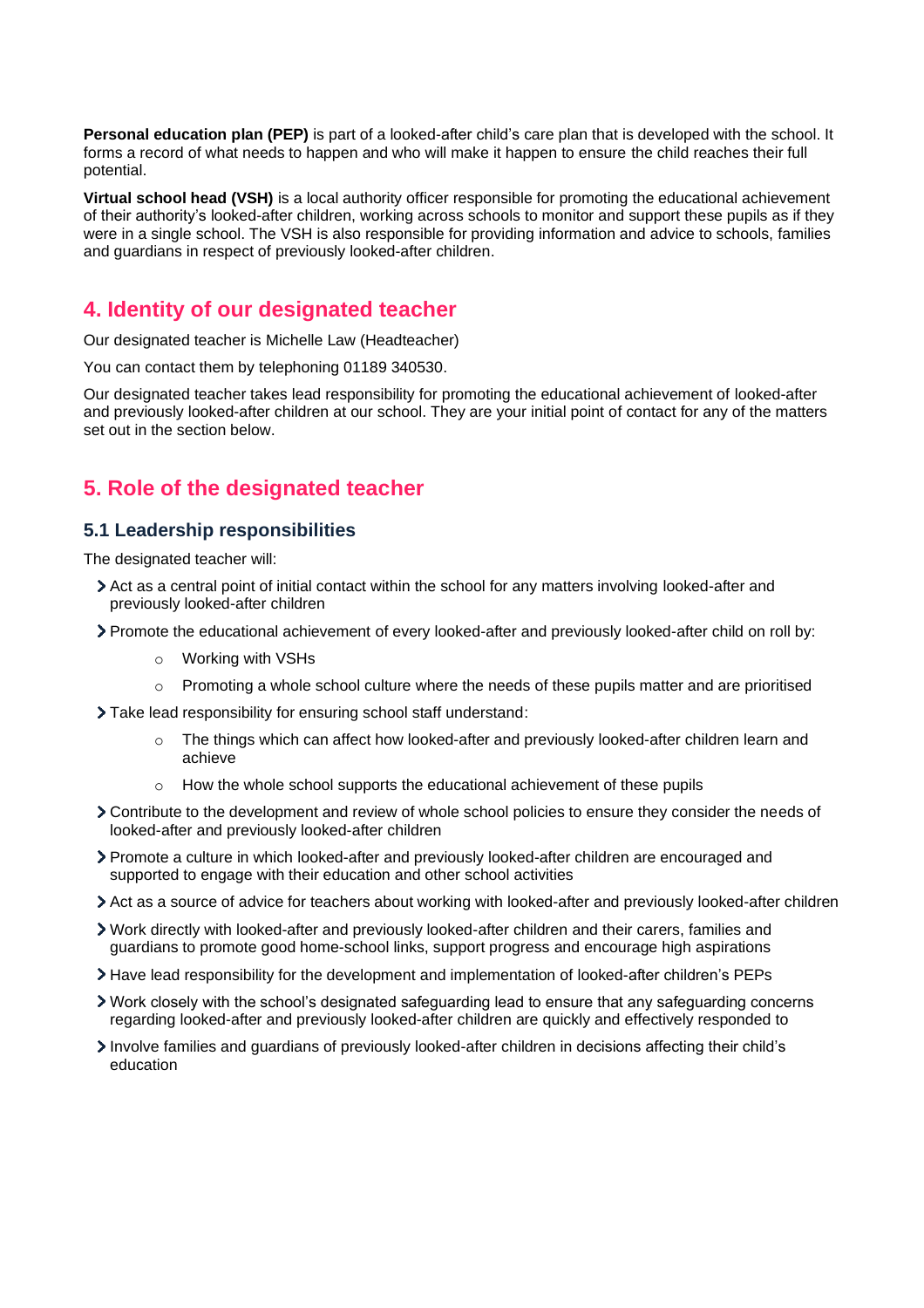**Personal education plan (PEP)** is part of a looked-after child's care plan that is developed with the school. It forms a record of what needs to happen and who will make it happen to ensure the child reaches their full potential.

**Virtual school head (VSH)** is a local authority officer responsible for promoting the educational achievement of their authority's looked-after children, working across schools to monitor and support these pupils as if they were in a single school. The VSH is also responsible for providing information and advice to schools, families and guardians in respect of previously looked-after children.

## 4. Identity of our designated teacher

Our designated teacher is Michelle Law (Headteacher)

You can contact them by telephoning 01189 340530.

Our designated teacher takes lead responsibility for promoting the educational achievement of looked-after and previously looked-after children at our school. They are your initial point of contact for any of the matters set out in the section below.

## 5. Role of the designated teacher

### 5.1 Leadership responsibilities

The designated teacher will:

- Act as a central point of initial contact within the school for any matters involving looked-after and previously looked-after children
- Promote the educational achievement of every looked-after and previously looked-after child on roll by:
  - Working with VSHs
  - Promoting a whole school culture where the needs of these pupils matter and are prioritised
- Take lead responsibility for ensuring school staff understand:
  - The things which can affect how looked-after and previously looked-after children learn and achieve
  - How the whole school supports the educational achievement of these pupils
- Contribute to the development and review of whole school policies to ensure they consider the needs of looked-after and previously looked-after children
- Promote a culture in which looked-after and previously looked-after children are encouraged and supported to engage with their education and other school activities
- Act as a source of advice for teachers about working with looked-after and previously looked-after children
- Work directly with looked-after and previously looked-after children and their carers, families and guardians to promote good home-school links, support progress and encourage high aspirations
- Have lead responsibility for the development and implementation of looked-after children's PEPs
- Work closely with the school's designated safeguarding lead to ensure that any safeguarding concerns regarding looked-after and previously looked-after children are quickly and effectively responded to
- Involve families and guardians of previously looked-after children in decisions affecting their child's education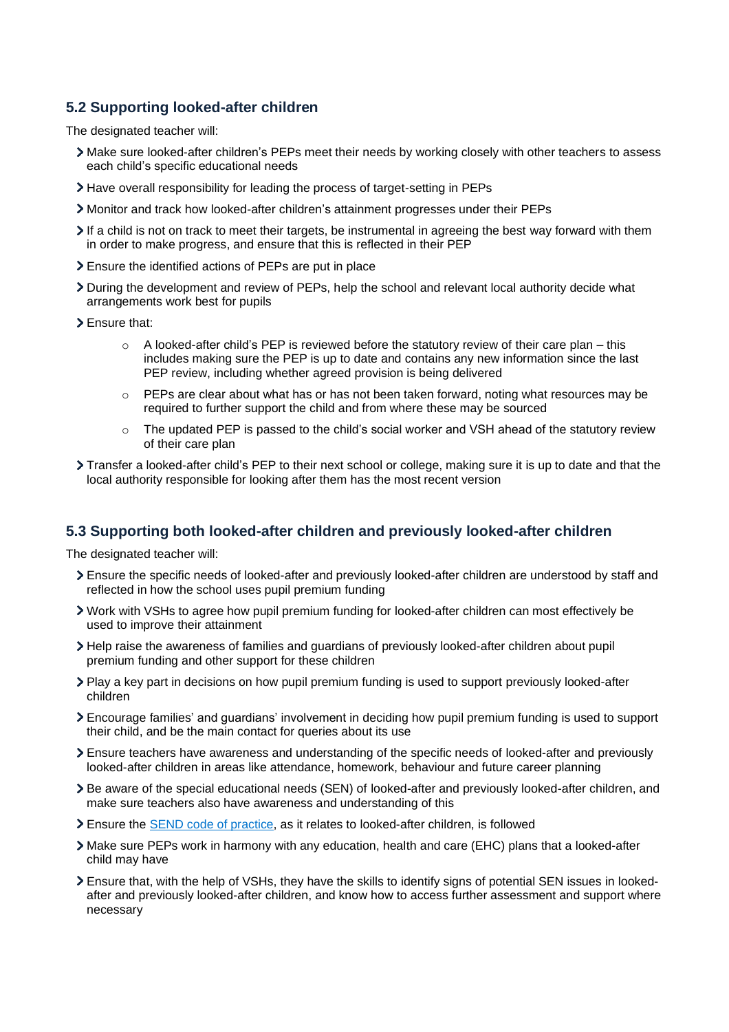## 5.2 Supporting looked-after children

The designated teacher will:

- Make sure looked-after children's PEPs meet their needs by working closely with other teachers to assess each child's specific educational needs
- Have overall responsibility for leading the process of target-setting in PEPs
- Monitor and track how looked-after children's attainment progresses under their PEPs
- If a child is not on track to meet their targets, be instrumental in agreeing the best way forward with them in order to make progress, and ensure that this is reflected in their PEP
- Ensure the identified actions of PEPs are put in place
- During the development and review of PEPs, help the school and relevant local authority decide what arrangements work best for pupils
- Ensure that:
    - A looked-after child's PEP is reviewed before the statutory review of their care plan – this includes making sure the PEP is up to date and contains any new information since the last PEP review, including whether agreed provision is being delivered
    - PEPs are clear about what has or has not been taken forward, noting what resources may be required to further support the child and from where these may be sourced
    - The updated PEP is passed to the child's social worker and VSH ahead of the statutory review of their care plan
- Transfer a looked-after child's PEP to their next school or college, making sure it is up to date and that the local authority responsible for looking after them has the most recent version

## 5.3 Supporting both looked-after children and previously looked-after children

The designated teacher will:

- Ensure the specific needs of looked-after and previously looked-after children are understood by staff and reflected in how the school uses pupil premium funding
- Work with VSHs to agree how pupil premium funding for looked-after children can most effectively be used to improve their attainment
- Help raise the awareness of families and guardians of previously looked-after children about pupil premium funding and other support for these children
- Play a key part in decisions on how pupil premium funding is used to support previously looked-after children
- Encourage families' and guardians' involvement in deciding how pupil premium funding is used to support their child, and be the main contact for queries about its use
- Ensure teachers have awareness and understanding of the specific needs of looked-after and previously looked-after children in areas like attendance, homework, behaviour and future career planning
- Be aware of the special educational needs (SEN) of looked-after and previously looked-after children, and make sure teachers also have awareness and understanding of this
- Ensure the SEND code of practice, as it relates to looked-after children, is followed
- Make sure PEPs work in harmony with any education, health and care (EHC) plans that a looked-after child may have
- Ensure that, with the help of VSHs, they have the skills to identify signs of potential SEN issues in looked-after and previously looked-after children, and know how to access further assessment and support where necessary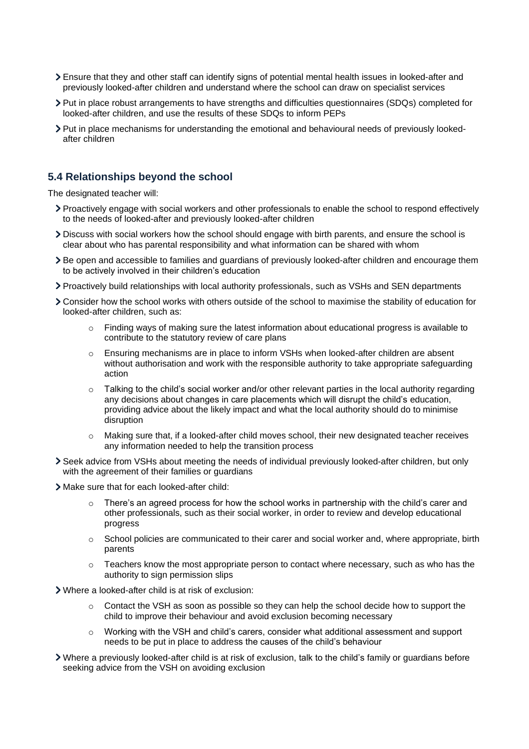- Ensure that they and other staff can identify signs of potential mental health issues in looked-after and previously looked-after children and understand where the school can draw on specialist services
- Put in place robust arrangements to have strengths and difficulties questionnaires (SDQs) completed for looked-after children, and use the results of these SDQs to inform PEPs
- Put in place mechanisms for understanding the emotional and behavioural needs of previously looked-after children

### 5.4 Relationships beyond the school

The designated teacher will:

- Proactively engage with social workers and other professionals to enable the school to respond effectively to the needs of looked-after and previously looked-after children
- Discuss with social workers how the school should engage with birth parents, and ensure the school is clear about who has parental responsibility and what information can be shared with whom
- Be open and accessible to families and guardians of previously looked-after children and encourage them to be actively involved in their children's education
- Proactively build relationships with local authority professionals, such as VSHs and SEN departments
- Consider how the school works with others outside of the school to maximise the stability of education for looked-after children, such as:
    - Finding ways of making sure the latest information about educational progress is available to contribute to the statutory review of care plans
    - Ensuring mechanisms are in place to inform VSHs when looked-after children are absent without authorisation and work with the responsible authority to take appropriate safeguarding action
    - Talking to the child's social worker and/or other relevant parties in the local authority regarding any decisions about changes in care placements which will disrupt the child's education, providing advice about the likely impact and what the local authority should do to minimise disruption
    - Making sure that, if a looked-after child moves school, their new designated teacher receives any information needed to help the transition process
- Seek advice from VSHs about meeting the needs of individual previously looked-after children, but only with the agreement of their families or guardians
- Make sure that for each looked-after child:
    - There's an agreed process for how the school works in partnership with the child's carer and other professionals, such as their social worker, in order to review and develop educational progress
    - School policies are communicated to their carer and social worker and, where appropriate, birth parents
    - Teachers know the most appropriate person to contact where necessary, such as who has the authority to sign permission slips
- Where a looked-after child is at risk of exclusion:
    - Contact the VSH as soon as possible so they can help the school decide how to support the child to improve their behaviour and avoid exclusion becoming necessary
    - Working with the VSH and child's carers, consider what additional assessment and support needs to be put in place to address the causes of the child's behaviour
- Where a previously looked-after child is at risk of exclusion, talk to the child's family or guardians before seeking advice from the VSH on avoiding exclusion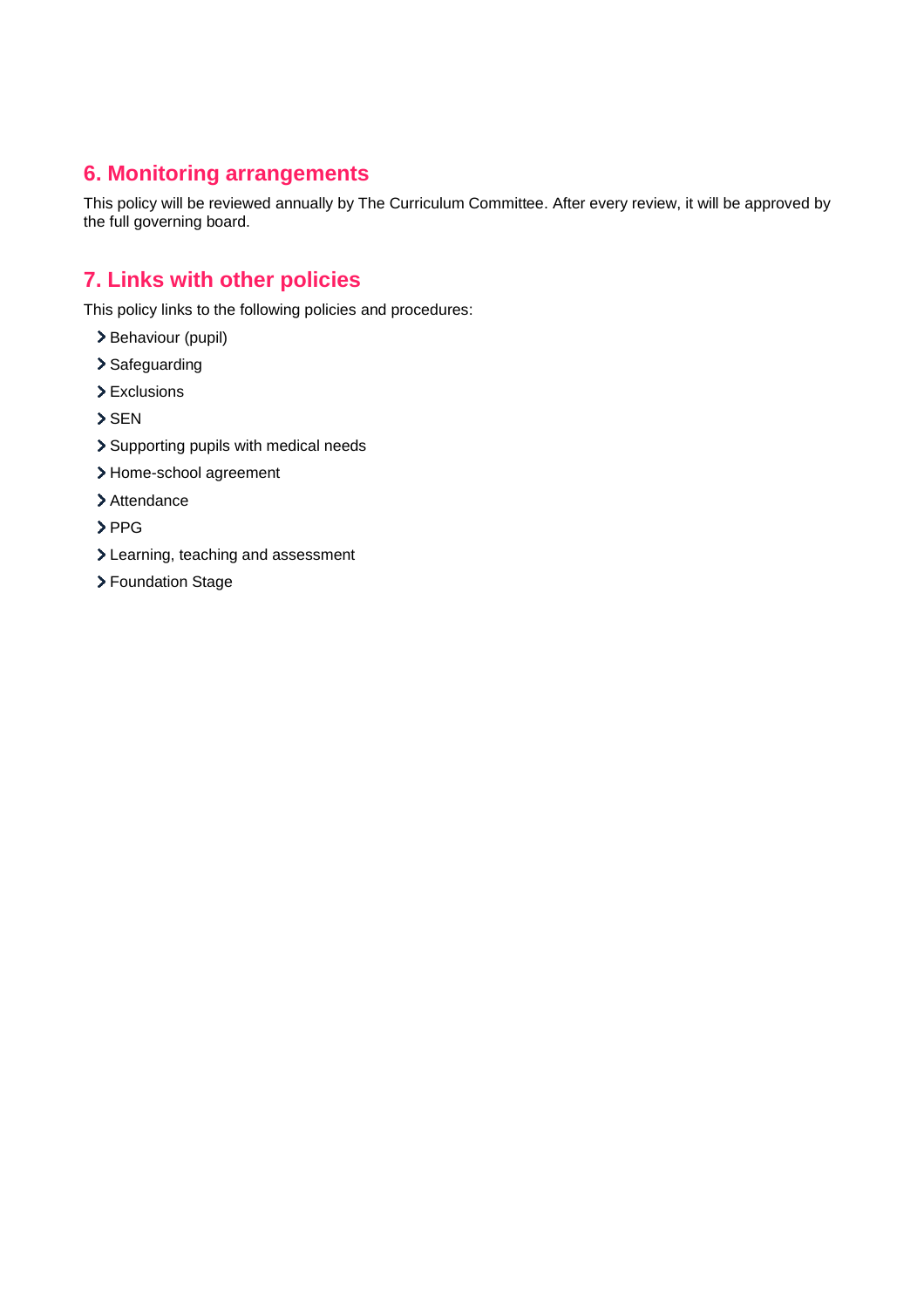## 6. Monitoring arrangements

This policy will be reviewed annually by The Curriculum Committee. After every review, it will be approved by the full governing board.

## 7. Links with other policies

This policy links to the following policies and procedures:

- Behaviour (pupil)
- Safeguarding
- Exclusions
- SEN
- Supporting pupils with medical needs
- Home-school agreement
- Attendance
- PPG
- Learning, teaching and assessment
- Foundation Stage